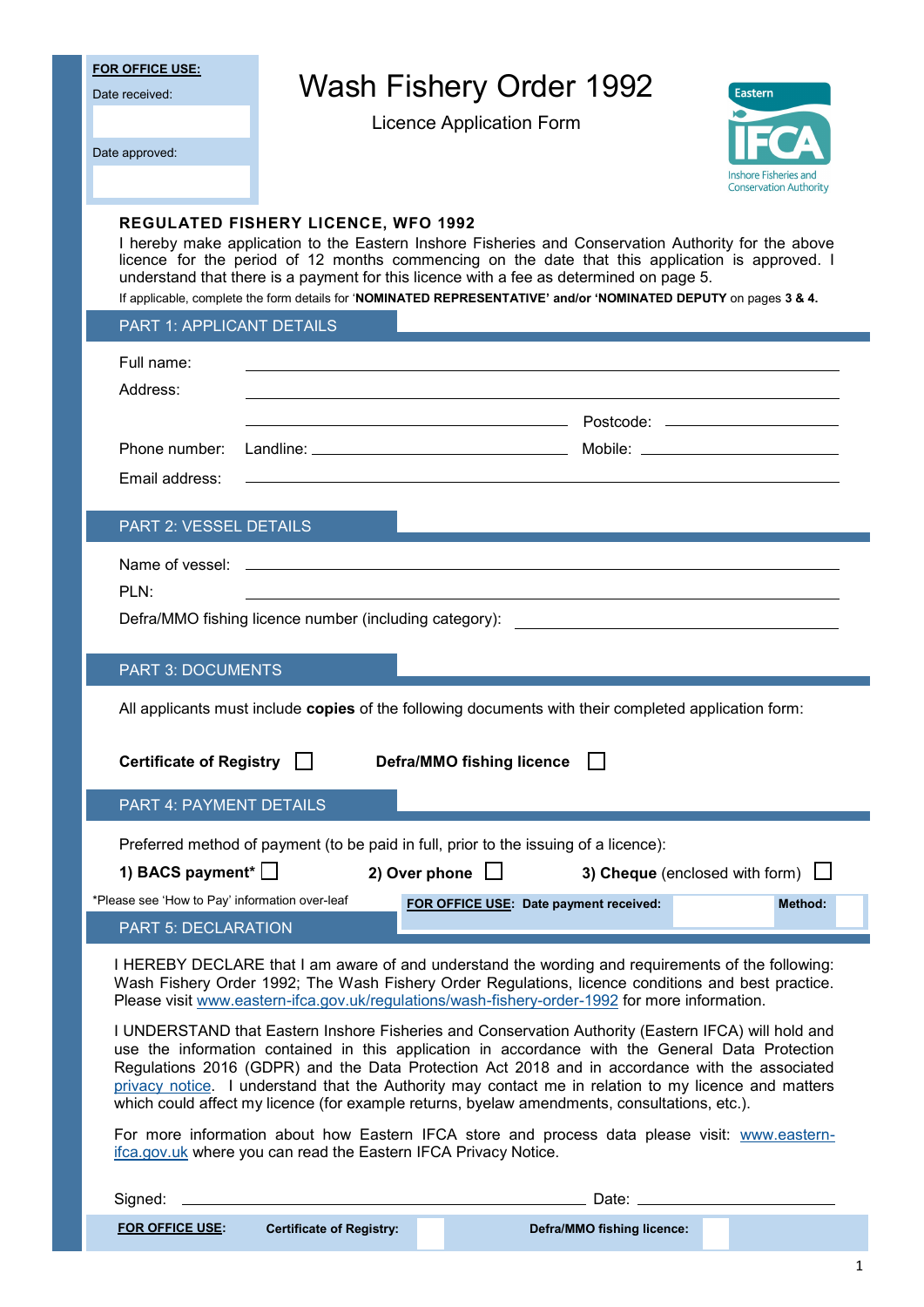**FOR OFFICE USE:**

Date received:

Date approved:

# Wash Fishery Order 1992

Licence Application Form

Eastern IFCA Inshore Fisheries and Conservation Authority

**REGULATED FISHERY LICENCE, WFO 1992**

I hereby make application to the Eastern Inshore Fisheries and Conservation Authority for the above licence for the period of 12 months commencing on the date that this application is approved. I understand that there is a payment for this licence with a fee as determined on page 5.

If applicable, complete the form details for '**NOMINATED REPRESENTATIVE' and/or 'NOMINATED DEPUTY** on pages **3 & 4.**

## PART 1: APPLICANT DETAILS

Full name: ______________________

Address: ______________________

______________________ Postcode: __________

Phone number: Landline: __________ Mobile: __________

Email address: ______________________

## PART 2: VESSEL DETAILS

Name of vessel: ______________________

PLN: ______________________

Defra/MMO fishing licence number (including category): ______________________

## PART 3: DOCUMENTS

All applicants must include **copies** of the following documents with their completed application form:

**Certificate of Registry** ☐ **Defra/MMO fishing licence** ☐

## PART 4: PAYMENT DETAILS

Preferred method of payment (to be paid in full, prior to the issuing of a licence):

**1) BACS payment*** ☐ **2) Over phone** ☐ **3) Cheque** (enclosed with form) ☐

*Please see 'How to Pay' information over-leaf

**FOR OFFICE USE: Date payment received:** **Method:**

## PART 5: DECLARATION

I HEREBY DECLARE that I am aware of and understand the wording and requirements of the following: Wash Fishery Order 1992; The Wash Fishery Order Regulations, licence conditions and best practice. Please visit www.eastern-ifca.gov.uk/regulations/wash-fishery-order-1992 for more information.

I UNDERSTAND that Eastern Inshore Fisheries and Conservation Authority (Eastern IFCA) will hold and use the information contained in this application in accordance with the General Data Protection Regulations 2016 (GDPR) and the Data Protection Act 2018 and in accordance with the associated privacy notice. I understand that the Authority may contact me in relation to my licence and matters which could affect my licence (for example returns, byelaw amendments, consultations, etc.).

For more information about how Eastern IFCA store and process data please visit: www.eastern-ifca.gov.uk where you can read the Eastern IFCA Privacy Notice.

Signed: ______________________ Date: __________

**FOR OFFICE USE:** **Certificate of Registry:** **Defra/MMO fishing licence:**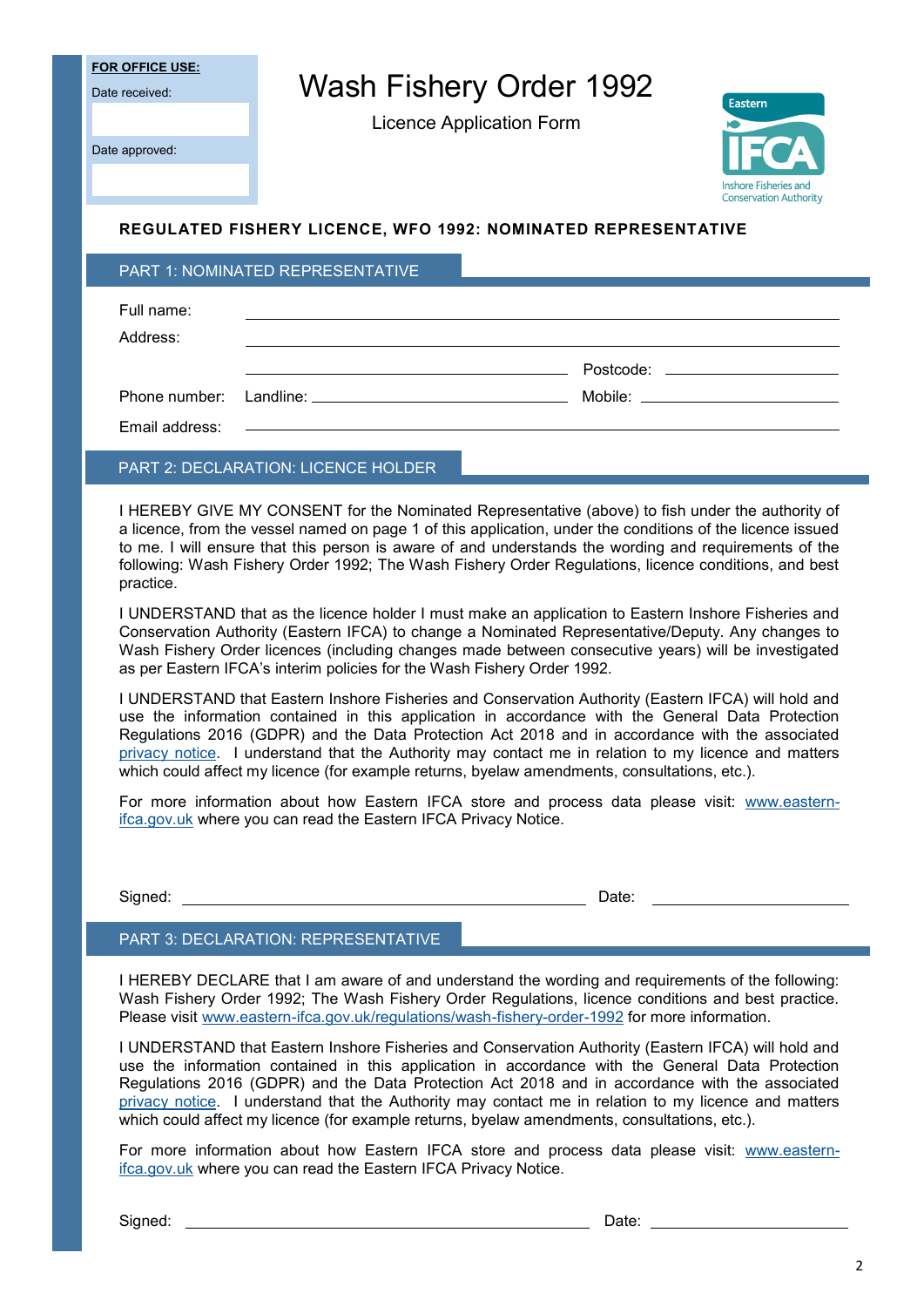**FOR OFFICE USE:**

Date received:

Date approved:

# Wash Fishery Order 1992

Licence Application Form

Eastern IFCA Inshore Fisheries and Conservation Authority

**REGULATED FISHERY LICENCE, WFO 1992: NOMINATED REPRESENTATIVE**

## PART 1: NOMINATED REPRESENTATIVE

Full name: ______________________________

Address: ______________________________

______________________________ Postcode: ______________

Phone number: Landline: ______________________ Mobile: ______________________

Email address: ______________________________

## PART 2: DECLARATION: LICENCE HOLDER

I HEREBY GIVE MY CONSENT for the Nominated Representative (above) to fish under the authority of a licence, from the vessel named on page 1 of this application, under the conditions of the licence issued to me. I will ensure that this person is aware of and understands the wording and requirements of the following: Wash Fishery Order 1992; The Wash Fishery Order Regulations, licence conditions, and best practice.

I UNDERSTAND that as the licence holder I must make an application to Eastern Inshore Fisheries and Conservation Authority (Eastern IFCA) to change a Nominated Representative/Deputy. Any changes to Wash Fishery Order licences (including changes made between consecutive years) will be investigated as per Eastern IFCA's interim policies for the Wash Fishery Order 1992.

I UNDERSTAND that Eastern Inshore Fisheries and Conservation Authority (Eastern IFCA) will hold and use the information contained in this application in accordance with the General Data Protection Regulations 2016 (GDPR) and the Data Protection Act 2018 and in accordance with the associated privacy notice. I understand that the Authority may contact me in relation to my licence and matters which could affect my licence (for example returns, byelaw amendments, consultations, etc.).

For more information about how Eastern IFCA store and process data please visit: www.eastern-ifca.gov.uk where you can read the Eastern IFCA Privacy Notice.

Signed: ______________________________ Date: ______________

## PART 3: DECLARATION: REPRESENTATIVE

I HEREBY DECLARE that I am aware of and understand the wording and requirements of the following: Wash Fishery Order 1992; The Wash Fishery Order Regulations, licence conditions and best practice. Please visit www.eastern-ifca.gov.uk/regulations/wash-fishery-order-1992 for more information.

I UNDERSTAND that Eastern Inshore Fisheries and Conservation Authority (Eastern IFCA) will hold and use the information contained in this application in accordance with the General Data Protection Regulations 2016 (GDPR) and the Data Protection Act 2018 and in accordance with the associated privacy notice. I understand that the Authority may contact me in relation to my licence and matters which could affect my licence (for example returns, byelaw amendments, consultations, etc.).

For more information about how Eastern IFCA store and process data please visit: www.eastern-ifca.gov.uk where you can read the Eastern IFCA Privacy Notice.

Signed: ______________________________ Date: ______________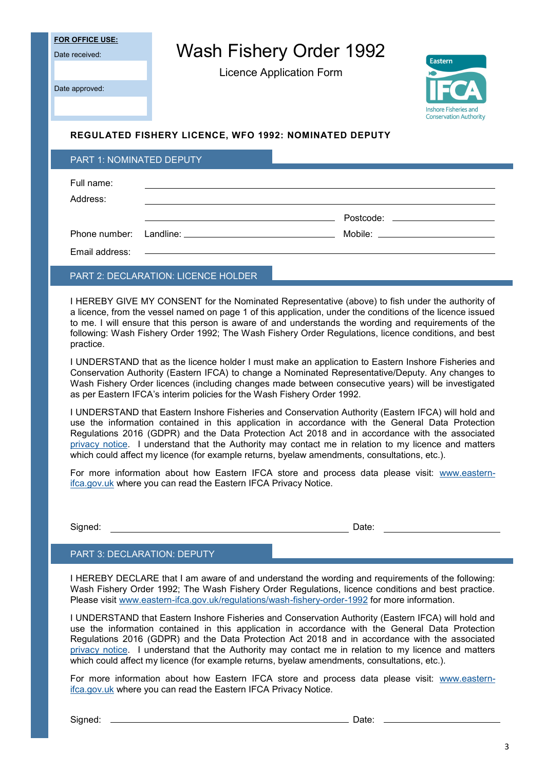**FOR OFFICE USE:**

Date received:

Date approved:

# Wash Fishery Order 1992

Licence Application Form

Eastern IFCA Inshore Fisheries and Conservation Authority

**REGULATED FISHERY LICENCE, WFO 1992: NOMINATED DEPUTY**

## PART 1: NOMINATED DEPUTY

Full name: ______________________________

Address: ______________________________

______________________________ Postcode: ______________

Phone number: Landline: ______________________ Mobile: ______________________

Email address: ______________________________

## PART 2: DECLARATION: LICENCE HOLDER

I HEREBY GIVE MY CONSENT for the Nominated Representative (above) to fish under the authority of a licence, from the vessel named on page 1 of this application, under the conditions of the licence issued to me. I will ensure that this person is aware of and understands the wording and requirements of the following: Wash Fishery Order 1992; The Wash Fishery Order Regulations, licence conditions, and best practice.

I UNDERSTAND that as the licence holder I must make an application to Eastern Inshore Fisheries and Conservation Authority (Eastern IFCA) to change a Nominated Representative/Deputy. Any changes to Wash Fishery Order licences (including changes made between consecutive years) will be investigated as per Eastern IFCA's interim policies for the Wash Fishery Order 1992.

I UNDERSTAND that Eastern Inshore Fisheries and Conservation Authority (Eastern IFCA) will hold and use the information contained in this application in accordance with the General Data Protection Regulations 2016 (GDPR) and the Data Protection Act 2018 and in accordance with the associated privacy notice. I understand that the Authority may contact me in relation to my licence and matters which could affect my licence (for example returns, byelaw amendments, consultations, etc.).

For more information about how Eastern IFCA store and process data please visit: www.eastern-ifca.gov.uk where you can read the Eastern IFCA Privacy Notice.

Signed: ______________________________ Date: ______________

## PART 3: DECLARATION: DEPUTY

I HEREBY DECLARE that I am aware of and understand the wording and requirements of the following: Wash Fishery Order 1992; The Wash Fishery Order Regulations, licence conditions and best practice. Please visit www.eastern-ifca.gov.uk/regulations/wash-fishery-order-1992 for more information.

I UNDERSTAND that Eastern Inshore Fisheries and Conservation Authority (Eastern IFCA) will hold and use the information contained in this application in accordance with the General Data Protection Regulations 2016 (GDPR) and the Data Protection Act 2018 and in accordance with the associated privacy notice. I understand that the Authority may contact me in relation to my licence and matters which could affect my licence (for example returns, byelaw amendments, consultations, etc.).

For more information about how Eastern IFCA store and process data please visit: www.eastern-ifca.gov.uk where you can read the Eastern IFCA Privacy Notice.

Signed: ______________________________ Date: ______________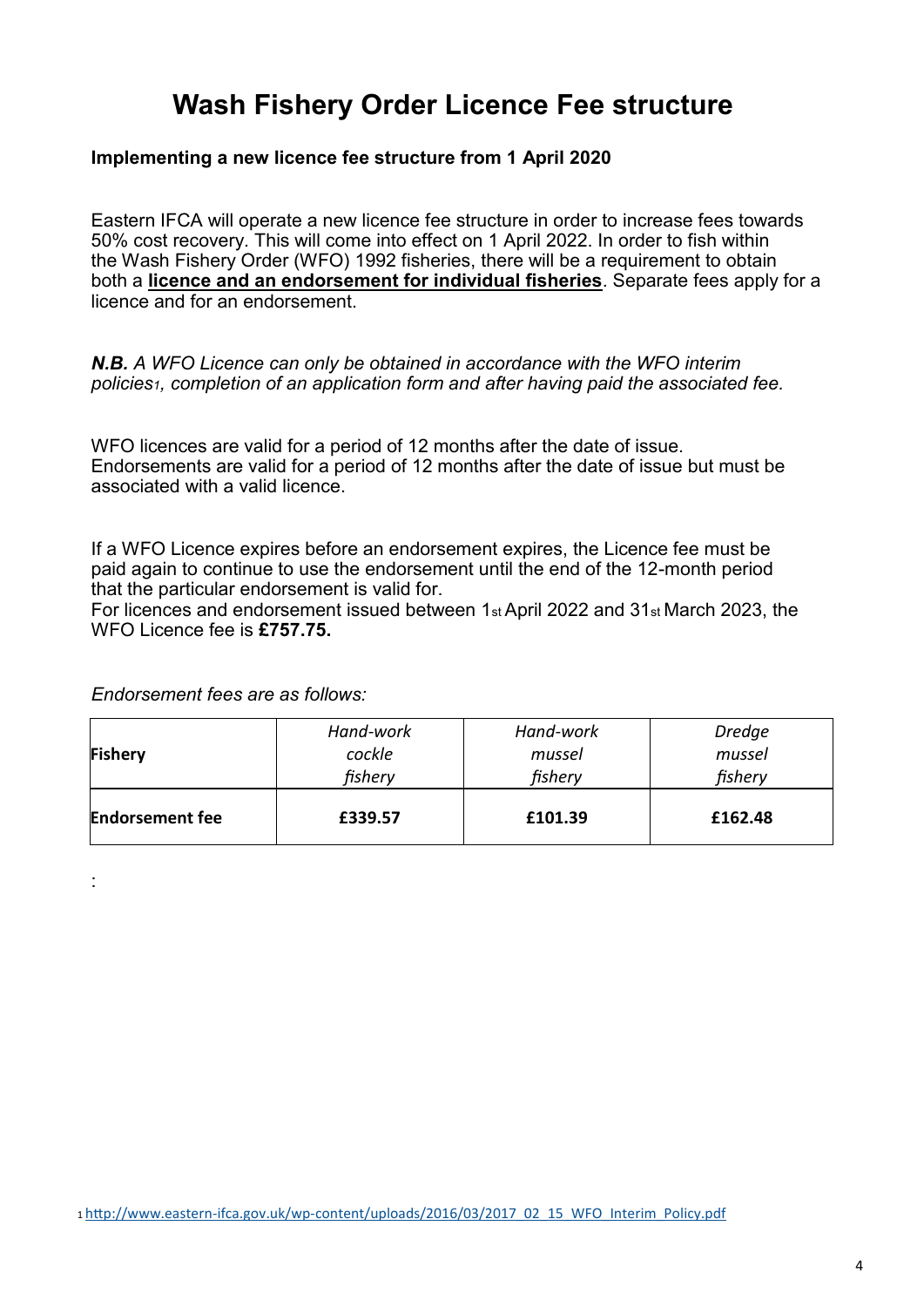# Wash Fishery Order Licence Fee structure

**Implementing a new licence fee structure from 1 April 2020**

Eastern IFCA will operate a new licence fee structure in order to increase fees towards 50% cost recovery. This will come into effect on 1 April 2022. In order to fish within the Wash Fishery Order (WFO) 1992 fisheries, there will be a requirement to obtain both a **licence and an endorsement for individual fisheries**. Separate fees apply for a licence and for an endorsement.

***N.B.*** *A WFO Licence can only be obtained in accordance with the WFO interim policies[1], completion of an application form and after having paid the associated fee.*

WFO licences are valid for a period of 12 months after the date of issue. Endorsements are valid for a period of 12 months after the date of issue but must be associated with a valid licence.

If a WFO Licence expires before an endorsement expires, the Licence fee must be paid again to continue to use the endorsement until the end of the 12-month period that the particular endorsement is valid for.
For licences and endorsement issued between 1st April 2022 and 31st March 2023, the WFO Licence fee is **£757.75.**

*Endorsement fees are as follows:*

| **Fishery** | *Hand-work cockle fishery* | *Hand-work mussel fishery* | *Dredge mussel fishery* |
|---|---|---|---|
| **Endorsement fee** | **£339.57** | **£101.39** | **£162.48** |

:

[1] http://www.eastern-ifca.gov.uk/wp-content/uploads/2016/03/2017_02_15_WFO_Interim_Policy.pdf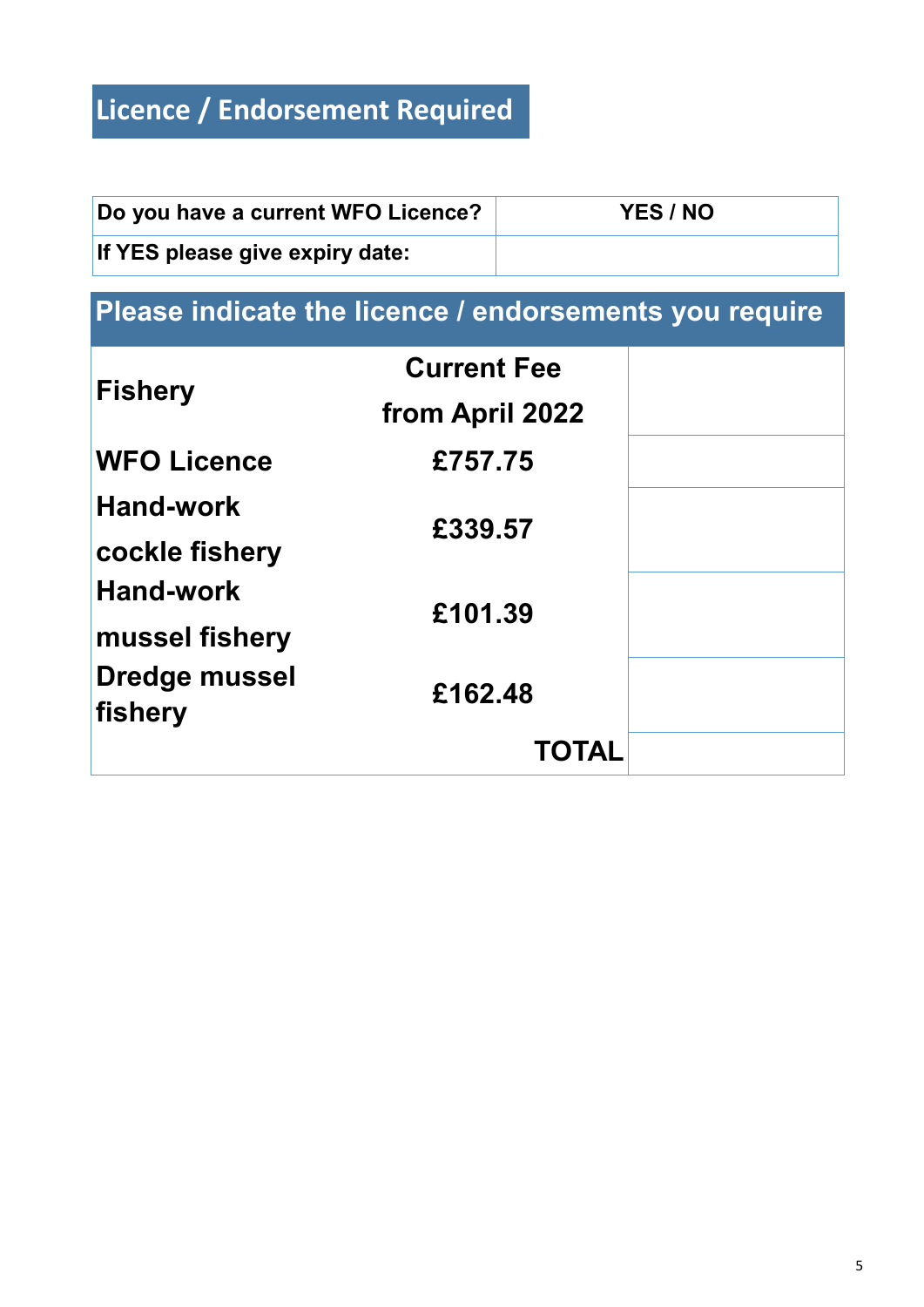## Licence / Endorsement Required

| Do you have a current WFO Licence? | YES / NO |
|---|---|
| If YES please give expiry date: | |

## Please indicate the licence / endorsements you require

| Fishery | Current Fee from April 2022 | |
|---|---|---|
| WFO Licence | £757.75 | |
| Hand-work cockle fishery | £339.57 | |
| Hand-work mussel fishery | £101.39 | |
| Dredge mussel fishery | £162.48 | |
| | TOTAL | |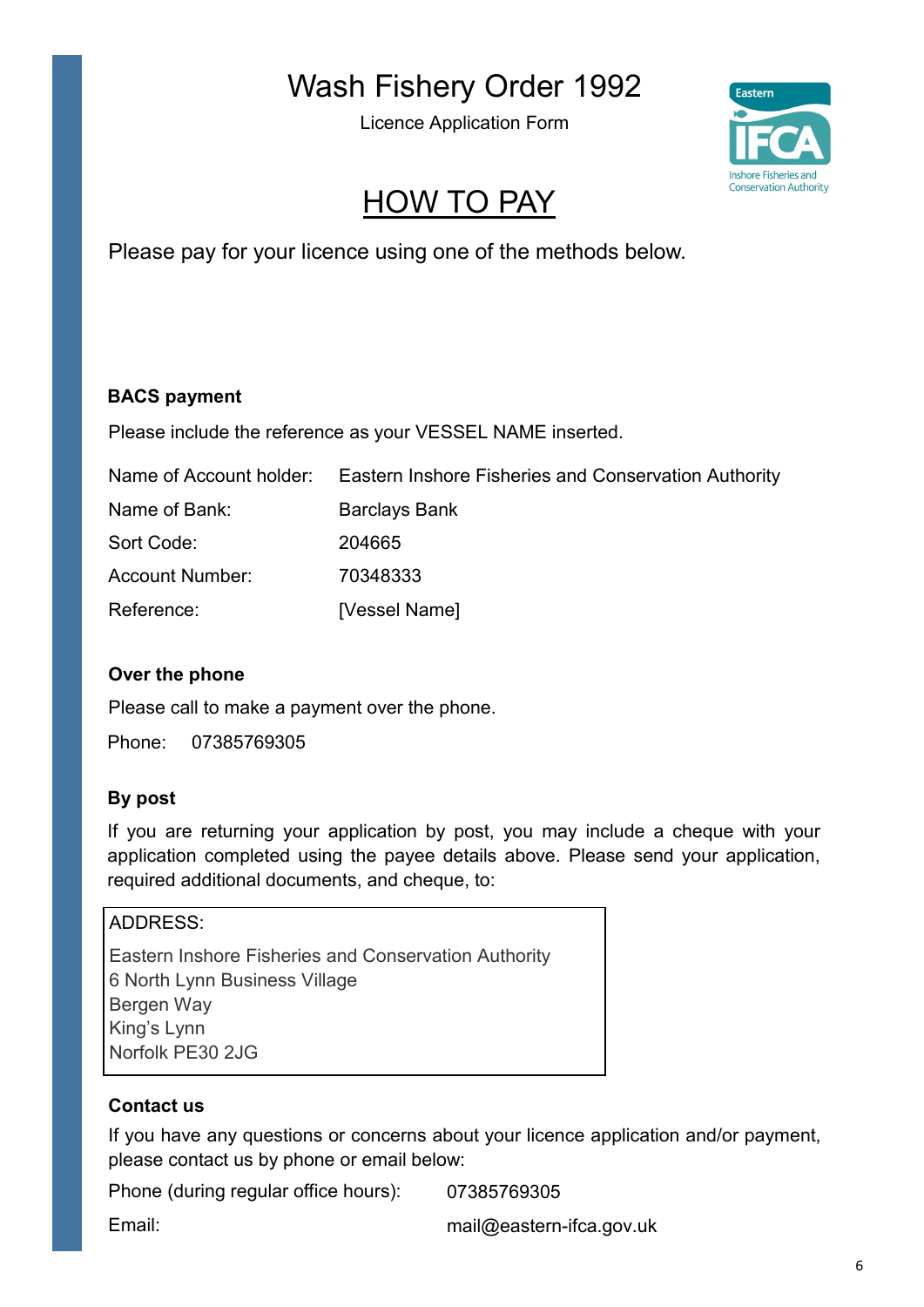# Wash Fishery Order 1992

Licence Application Form

## HOW TO PAY

Please pay for your licence using one of the methods below.

**BACS payment**

Please include the reference as your VESSEL NAME inserted.

| | |
|---|---|
| Name of Account holder: | Eastern Inshore Fisheries and Conservation Authority |
| Name of Bank: | Barclays Bank |
| Sort Code: | 204665 |
| Account Number: | 70348333 |
| Reference: | [Vessel Name] |

**Over the phone**

Please call to make a payment over the phone.

Phone: 07385769305

**By post**

If you are returning your application by post, you may include a cheque with your application completed using the payee details above. Please send your application, required additional documents, and cheque, to:

ADDRESS:

Eastern Inshore Fisheries and Conservation Authority
6 North Lynn Business Village
Bergen Way
King's Lynn
Norfolk PE30 2JG

**Contact us**

If you have any questions or concerns about your licence application and/or payment, please contact us by phone or email below:

| | |
|---|---|
| Phone (during regular office hours): | 07385769305 |
| Email: | mail@eastern-ifca.gov.uk |